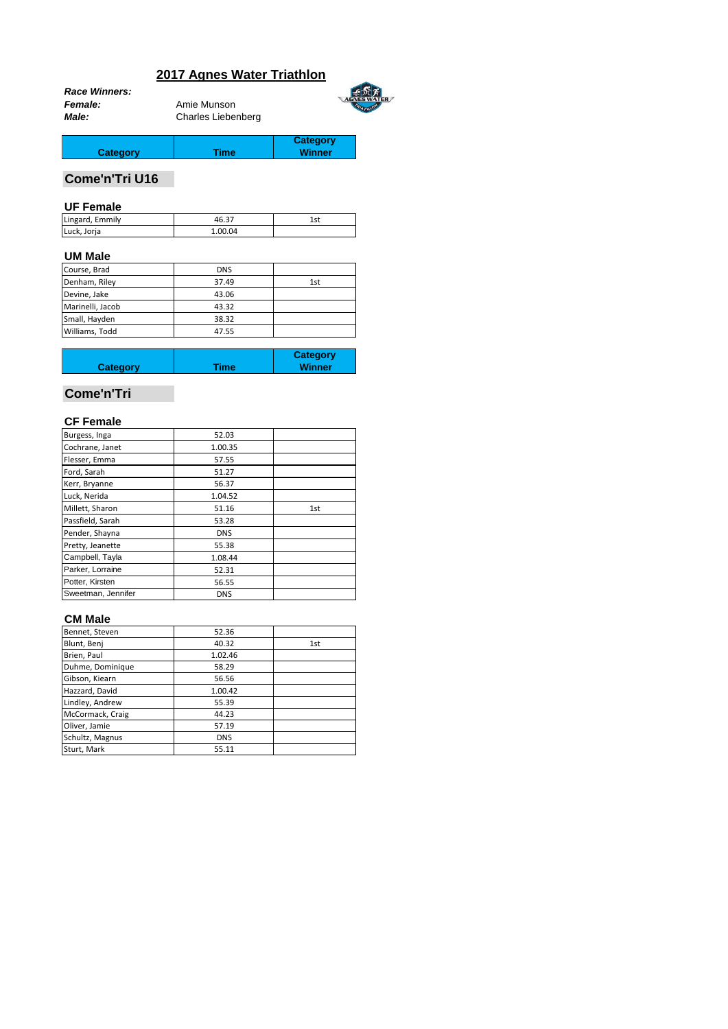# 2017 Agnes Water Triathlon

***Race Winners:***

***Female:*** Amie Munson

***Male:*** Charles Liebenberg

| Category | Time | Category Winner |
|---|---|---|

## Come'n'Tri U16

### UF Female

| Category | Time | Category Winner |
|---|---|---|
| Lingard, Emmily | 46.37 | 1st |
| Luck, Jorja | 1.00.04 | |

### UM Male

| Category | Time | Category Winner |
|---|---|---|
| Course, Brad | DNS | |
| Denham, Riley | 37.49 | 1st |
| Devine, Jake | 43.06 | |
| Marinelli, Jacob | 43.32 | |
| Small, Hayden | 38.32 | |
| Williams, Todd | 47.55 | |

## Come'n'Tri

### CF Female

| Category | Time | Category Winner |
|---|---|---|
| Burgess, Inga | 52.03 | |
| Cochrane, Janet | 1.00.35 | |
| Flesser, Emma | 57.55 | |
| Ford, Sarah | 51.27 | |
| Kerr, Bryanne | 56.37 | |
| Luck, Nerida | 1.04.52 | |
| Millett, Sharon | 51.16 | 1st |
| Passfield, Sarah | 53.28 | |
| Pender, Shayna | DNS | |
| Pretty, Jeanette | 55.38 | |
| Campbell, Tayla | 1.08.44 | |
| Parker, Lorraine | 52.31 | |
| Potter, Kirsten | 56.55 | |
| Sweetman, Jennifer | DNS | |

### CM Male

| Category | Time | Category Winner |
|---|---|---|
| Bennet, Steven | 52.36 | |
| Blunt, Benj | 40.32 | 1st |
| Brien, Paul | 1.02.46 | |
| Duhme, Dominique | 58.29 | |
| Gibson, Kiearn | 56.56 | |
| Hazzard, David | 1.00.42 | |
| Lindley, Andrew | 55.39 | |
| McCormack, Craig | 44.23 | |
| Oliver, Jamie | 57.19 | |
| Schultz, Magnus | DNS | |
| Sturt, Mark | 55.11 | |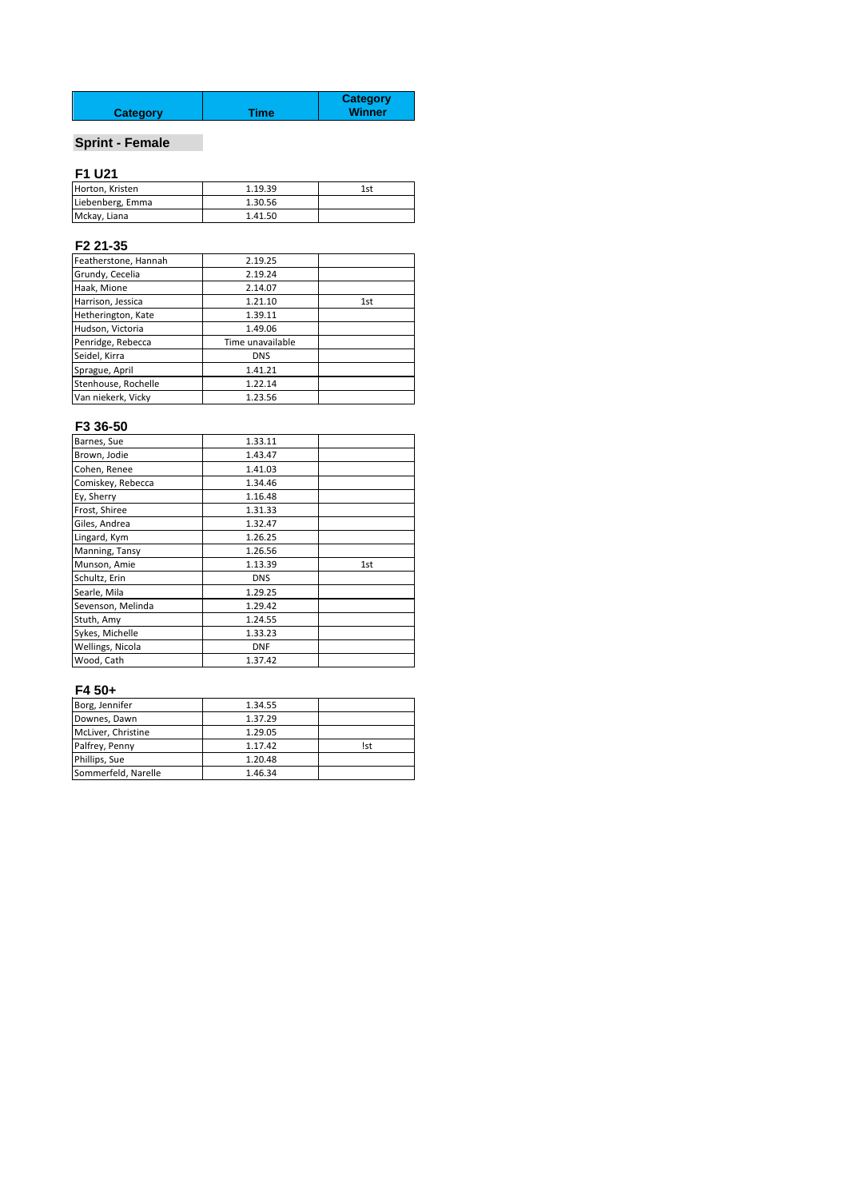| Category | Time | Category Winner |
| --- | --- | --- |

## Sprint - Female

### F1 U21

| Category | Time | Category Winner |
| --- | --- | --- |
| Horton, Kristen | 1.19.39 | 1st |
| Liebenberg, Emma | 1.30.56 | |
| Mckay, Liana | 1.41.50 | |

### F2 21-35

| Category | Time | Category Winner |
| --- | --- | --- |
| Featherstone, Hannah | 2.19.25 | |
| Grundy, Cecelia | 2.19.24 | |
| Haak, Mione | 2.14.07 | |
| Harrison, Jessica | 1.21.10 | 1st |
| Hetherington, Kate | 1.39.11 | |
| Hudson, Victoria | 1.49.06 | |
| Penridge, Rebecca | Time unavailable | |
| Seidel, Kirra | DNS | |
| Sprague, April | 1.41.21 | |
| Stenhouse, Rochelle | 1.22.14 | |
| Van niekerk, Vicky | 1.23.56 | |

### F3 36-50

| Category | Time | Category Winner |
| --- | --- | --- |
| Barnes, Sue | 1.33.11 | |
| Brown, Jodie | 1.43.47 | |
| Cohen, Renee | 1.41.03 | |
| Comiskey, Rebecca | 1.34.46 | |
| Ey, Sherry | 1.16.48 | |
| Frost, Shiree | 1.31.33 | |
| Giles, Andrea | 1.32.47 | |
| Lingard, Kym | 1.26.25 | |
| Manning, Tansy | 1.26.56 | |
| Munson, Amie | 1.13.39 | 1st |
| Schultz, Erin | DNS | |
| Searle, Mila | 1.29.25 | |
| Sevenson, Melinda | 1.29.42 | |
| Stuth, Amy | 1.24.55 | |
| Sykes, Michelle | 1.33.23 | |
| Wellings, Nicola | DNF | |
| Wood, Cath | 1.37.42 | |

### F4 50+

| Category | Time | Category Winner |
| --- | --- | --- |
| Borg, Jennifer | 1.34.55 | |
| Downes, Dawn | 1.37.29 | |
| McLiver, Christine | 1.29.05 | |
| Palfrey, Penny | 1.17.42 | !st |
| Phillips, Sue | 1.20.48 | |
| Sommerfeld, Narelle | 1.46.34 | |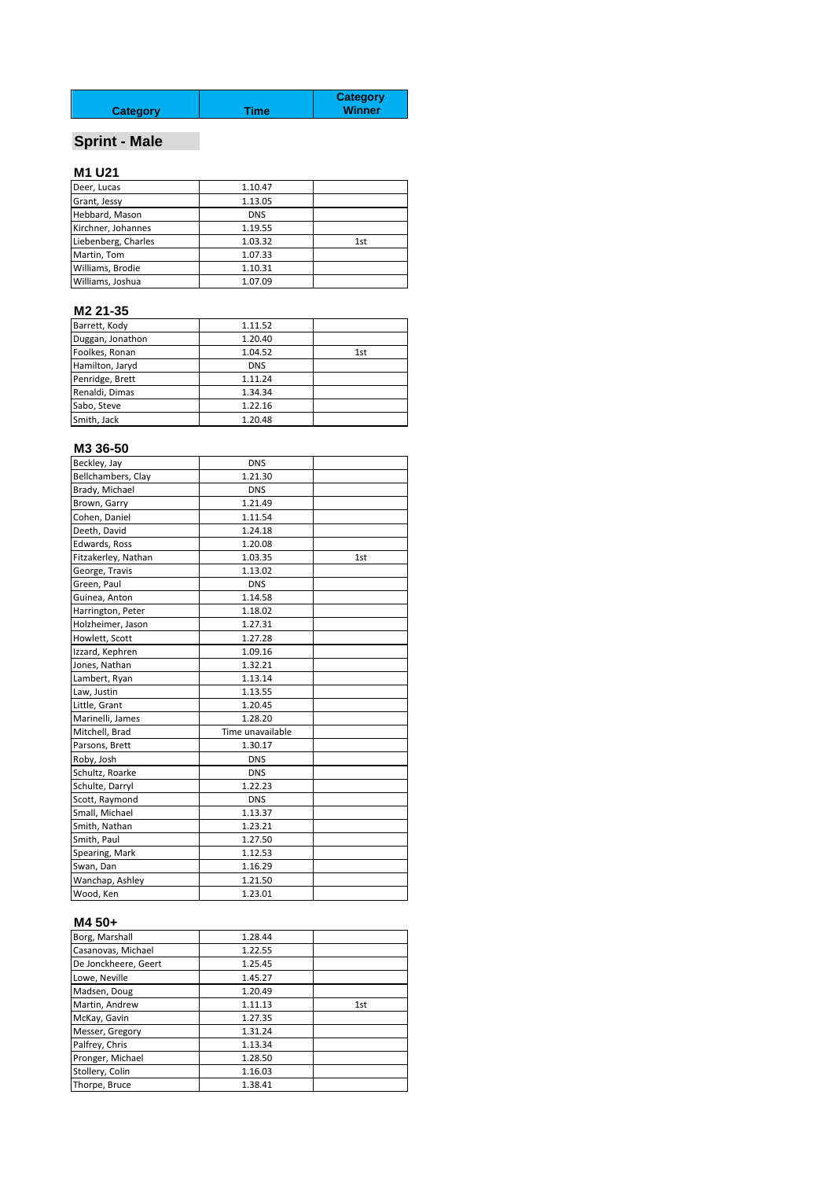| Category | Time | Category Winner |
| --- | --- | --- |

## Sprint - Male

### M1 U21

| Category | Time | Category Winner |
| --- | --- | --- |
| Deer, Lucas | 1.10.47 | |
| Grant, Jessy | 1.13.05 | |
| Hebbard, Mason | DNS | |
| Kirchner, Johannes | 1.19.55 | |
| Liebenberg, Charles | 1.03.32 | 1st |
| Martin, Tom | 1.07.33 | |
| Williams, Brodie | 1.10.31 | |
| Williams, Joshua | 1.07.09 | |

### M2 21-35

| Category | Time | Category Winner |
| --- | --- | --- |
| Barrett, Kody | 1.11.52 | |
| Duggan, Jonathon | 1.20.40 | |
| Foolkes, Ronan | 1.04.52 | 1st |
| Hamilton, Jaryd | DNS | |
| Penridge, Brett | 1.11.24 | |
| Renaldi, Dimas | 1.34.34 | |
| Sabo, Steve | 1.22.16 | |
| Smith, Jack | 1.20.48 | |

### M3 36-50

| Category | Time | Category Winner |
| --- | --- | --- |
| Beckley, Jay | DNS | |
| Bellchambers, Clay | 1.21.30 | |
| Brady, Michael | DNS | |
| Brown, Garry | 1.21.49 | |
| Cohen, Daniel | 1.11.54 | |
| Deeth, David | 1.24.18 | |
| Edwards, Ross | 1.20.08 | |
| Fitzakerley, Nathan | 1.03.35 | 1st |
| George, Travis | 1.13.02 | |
| Green, Paul | DNS | |
| Guinea, Anton | 1.14.58 | |
| Harrington, Peter | 1.18.02 | |
| Holzheimer, Jason | 1.27.31 | |
| Howlett, Scott | 1.27.28 | |
| Izzard, Kephren | 1.09.16 | |
| Jones, Nathan | 1.32.21 | |
| Lambert, Ryan | 1.13.14 | |
| Law, Justin | 1.13.55 | |
| Little, Grant | 1.20.45 | |
| Marinelli, James | 1.28.20 | |
| Mitchell, Brad | Time unavailable | |
| Parsons, Brett | 1.30.17 | |
| Roby, Josh | DNS | |
| Schultz, Roarke | DNS | |
| Schulte, Darryl | 1.22.23 | |
| Scott, Raymond | DNS | |
| Small, Michael | 1.13.37 | |
| Smith, Nathan | 1.23.21 | |
| Smith, Paul | 1.27.50 | |
| Spearing, Mark | 1.12.53 | |
| Swan, Dan | 1.16.29 | |
| Wanchap, Ashley | 1.21.50 | |
| Wood, Ken | 1.23.01 | |

### M4 50+

| Category | Time | Category Winner |
| --- | --- | --- |
| Borg, Marshall | 1.28.44 | |
| Casanovas, Michael | 1.22.55 | |
| De Jonckheere, Geert | 1.25.45 | |
| Lowe, Neville | 1.45.27 | |
| Madsen, Doug | 1.20.49 | |
| Martin, Andrew | 1.11.13 | 1st |
| McKay, Gavin | 1.27.35 | |
| Messer, Gregory | 1.31.24 | |
| Palfrey, Chris | 1.13.34 | |
| Pronger, Michael | 1.28.50 | |
| Stollery, Colin | 1.16.03 | |
| Thorpe, Bruce | 1.38.41 | |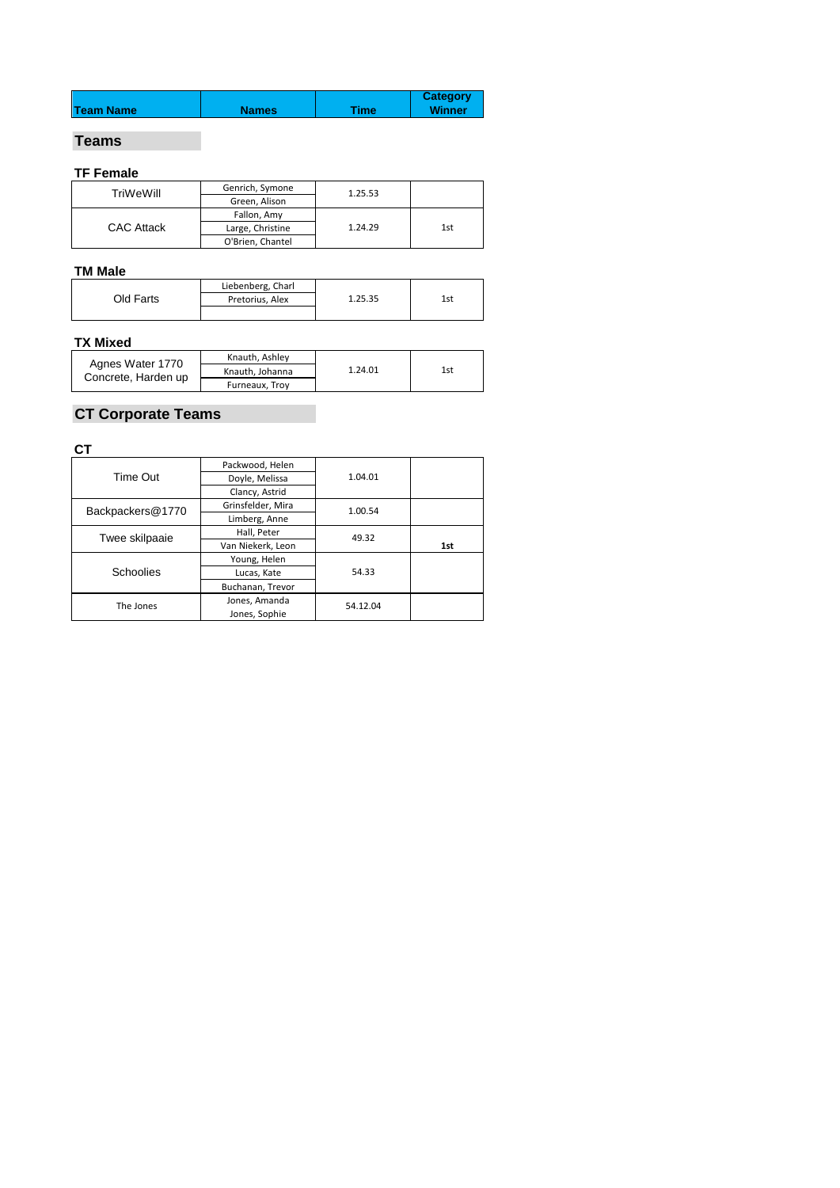| Team Name | Names | Time | Category Winner |
|---|---|---|---|

## Teams

### TF Female

| Team Name | Names | Time | Category Winner |
|---|---|---|---|
| TriWeWill | Genrich, Symone<br>Green, Alison | 1.25.53 | |
| CAC Attack | Fallon, Amy<br>Large, Christine<br>O'Brien, Chantel | 1.24.29 | 1st |

### TM Male

| Team Name | Names | Time | Category Winner |
|---|---|---|---|
| Old Farts | Liebenberg, Charl<br>Pretorius, Alex | 1.25.35 | 1st |

### TX Mixed

| Team Name | Names | Time | Category Winner |
|---|---|---|---|
| Agnes Water 1770 Concrete, Harden up | Knauth, Ashley<br>Knauth, Johanna<br>Furneaux, Troy | 1.24.01 | 1st |

## CT Corporate Teams

### CT

| Team Name | Names | Time | Category Winner |
|---|---|---|---|
| Time Out | Packwood, Helen<br>Doyle, Melissa<br>Clancy, Astrid | 1.04.01 | |
| Backpackers@1770 | Grinsfelder, Mira<br>Limberg, Anne | 1.00.54 | |
| Twee skilpaaie | Hall, Peter<br>Van Niekerk, Leon | 49.32 | **1st** |
| Schoolies | Young, Helen<br>Lucas, Kate<br>Buchanan, Trevor | 54.33 | |
| The Jones | Jones, Amanda<br>Jones, Sophie | 54.12.04 | |